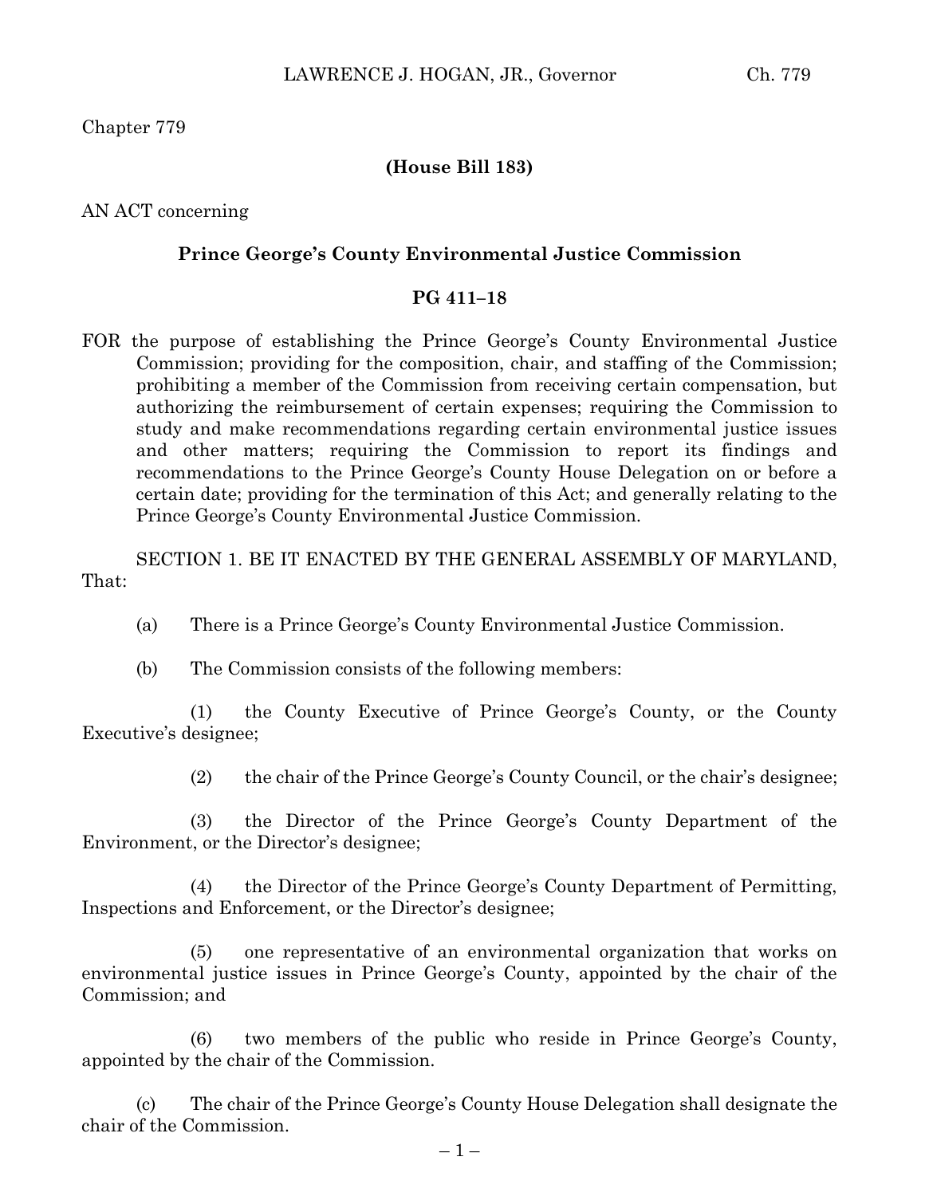Chapter 779

**(House Bill 183)**

AN ACT concerning

**Prince George's County Environmental Justice Commission**

**PG 411–18**

FOR the purpose of establishing the Prince George's County Environmental Justice Commission; providing for the composition, chair, and staffing of the Commission; prohibiting a member of the Commission from receiving certain compensation, but authorizing the reimbursement of certain expenses; requiring the Commission to study and make recommendations regarding certain environmental justice issues and other matters; requiring the Commission to report its findings and recommendations to the Prince George's County House Delegation on or before a certain date; providing for the termination of this Act; and generally relating to the Prince George's County Environmental Justice Commission.

SECTION 1. BE IT ENACTED BY THE GENERAL ASSEMBLY OF MARYLAND, That:

(a) There is a Prince George's County Environmental Justice Commission.

(b) The Commission consists of the following members:

(1) the County Executive of Prince George's County, or the County Executive's designee;

(2) the chair of the Prince George's County Council, or the chair's designee;

(3) the Director of the Prince George's County Department of the Environment, or the Director's designee;

(4) the Director of the Prince George's County Department of Permitting, Inspections and Enforcement, or the Director's designee;

(5) one representative of an environmental organization that works on environmental justice issues in Prince George's County, appointed by the chair of the Commission; and

(6) two members of the public who reside in Prince George's County, appointed by the chair of the Commission.

(c) The chair of the Prince George's County House Delegation shall designate the chair of the Commission.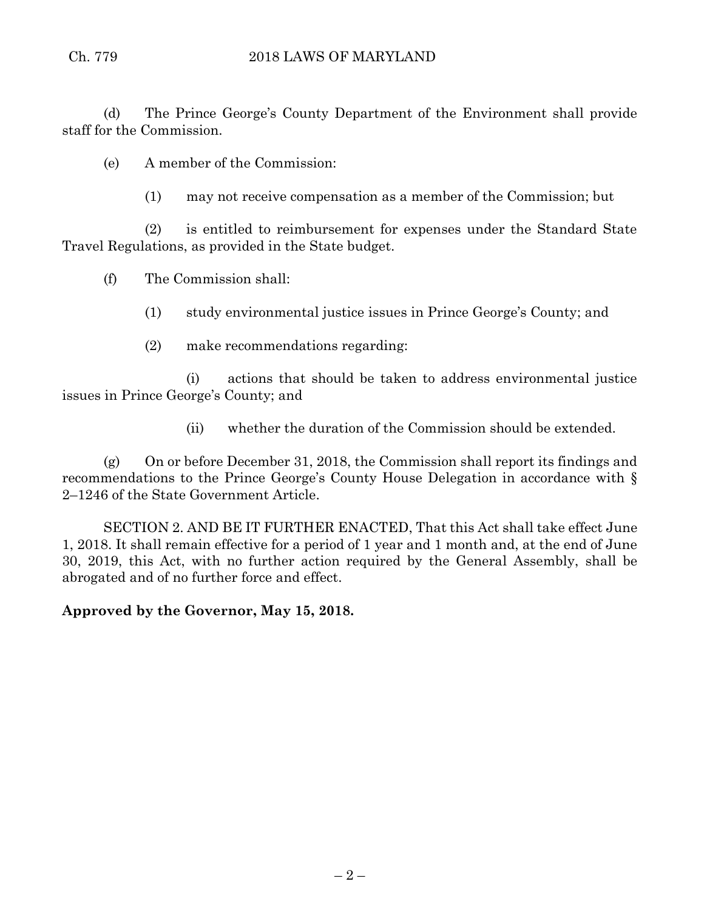(d) The Prince George's County Department of the Environment shall provide staff for the Commission.

(e) A member of the Commission:

(1) may not receive compensation as a member of the Commission; but

(2) is entitled to reimbursement for expenses under the Standard State Travel Regulations, as provided in the State budget.

(f) The Commission shall:

(1) study environmental justice issues in Prince George's County; and

(2) make recommendations regarding:

(i) actions that should be taken to address environmental justice issues in Prince George's County; and

(ii) whether the duration of the Commission should be extended.

(g) On or before December 31, 2018, the Commission shall report its findings and recommendations to the Prince George's County House Delegation in accordance with § 2–1246 of the State Government Article.

SECTION 2. AND BE IT FURTHER ENACTED, That this Act shall take effect June 1, 2018. It shall remain effective for a period of 1 year and 1 month and, at the end of June 30, 2019, this Act, with no further action required by the General Assembly, shall be abrogated and of no further force and effect.

**Approved by the Governor, May 15, 2018.**